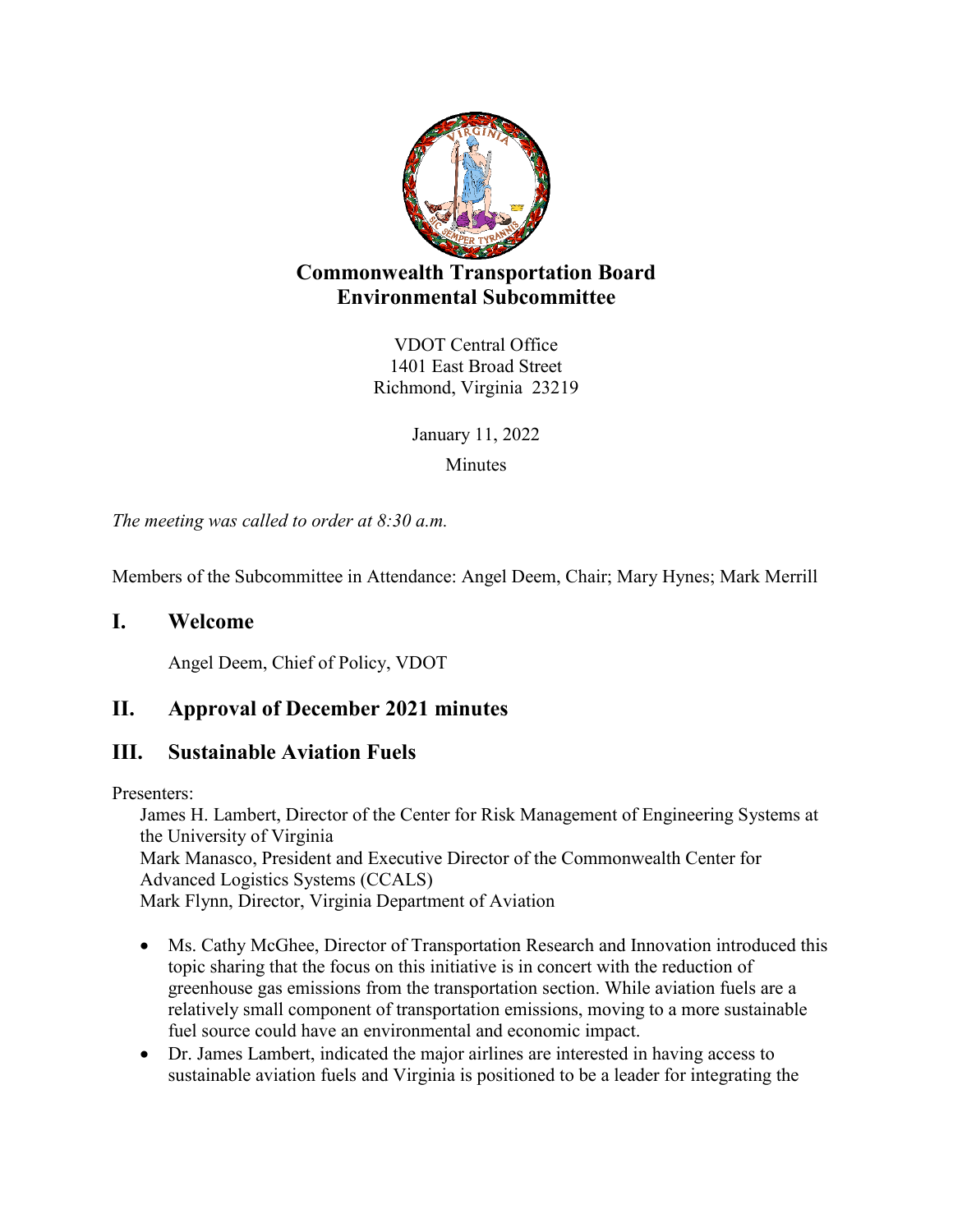# Commonwealth Transportation Board Environmental Subcommittee

VDOT Central Office
1401 East Broad Street
Richmond, Virginia 23219

January 11, 2022

Minutes

*The meeting was called to order at 8:30 a.m.*

Members of the Subcommittee in Attendance: Angel Deem, Chair; Mary Hynes; Mark Merrill

## I. Welcome

Angel Deem, Chief of Policy, VDOT

## II. Approval of December 2021 minutes

## III. Sustainable Aviation Fuels

Presenters:

James H. Lambert, Director of the Center for Risk Management of Engineering Systems at the University of Virginia
Mark Manasco, President and Executive Director of the Commonwealth Center for Advanced Logistics Systems (CCALS)
Mark Flynn, Director, Virginia Department of Aviation

- Ms. Cathy McGhee, Director of Transportation Research and Innovation introduced this topic sharing that the focus on this initiative is in concert with the reduction of greenhouse gas emissions from the transportation section. While aviation fuels are a relatively small component of transportation emissions, moving to a more sustainable fuel source could have an environmental and economic impact.
- Dr. James Lambert, indicated the major airlines are interested in having access to sustainable aviation fuels and Virginia is positioned to be a leader for integrating the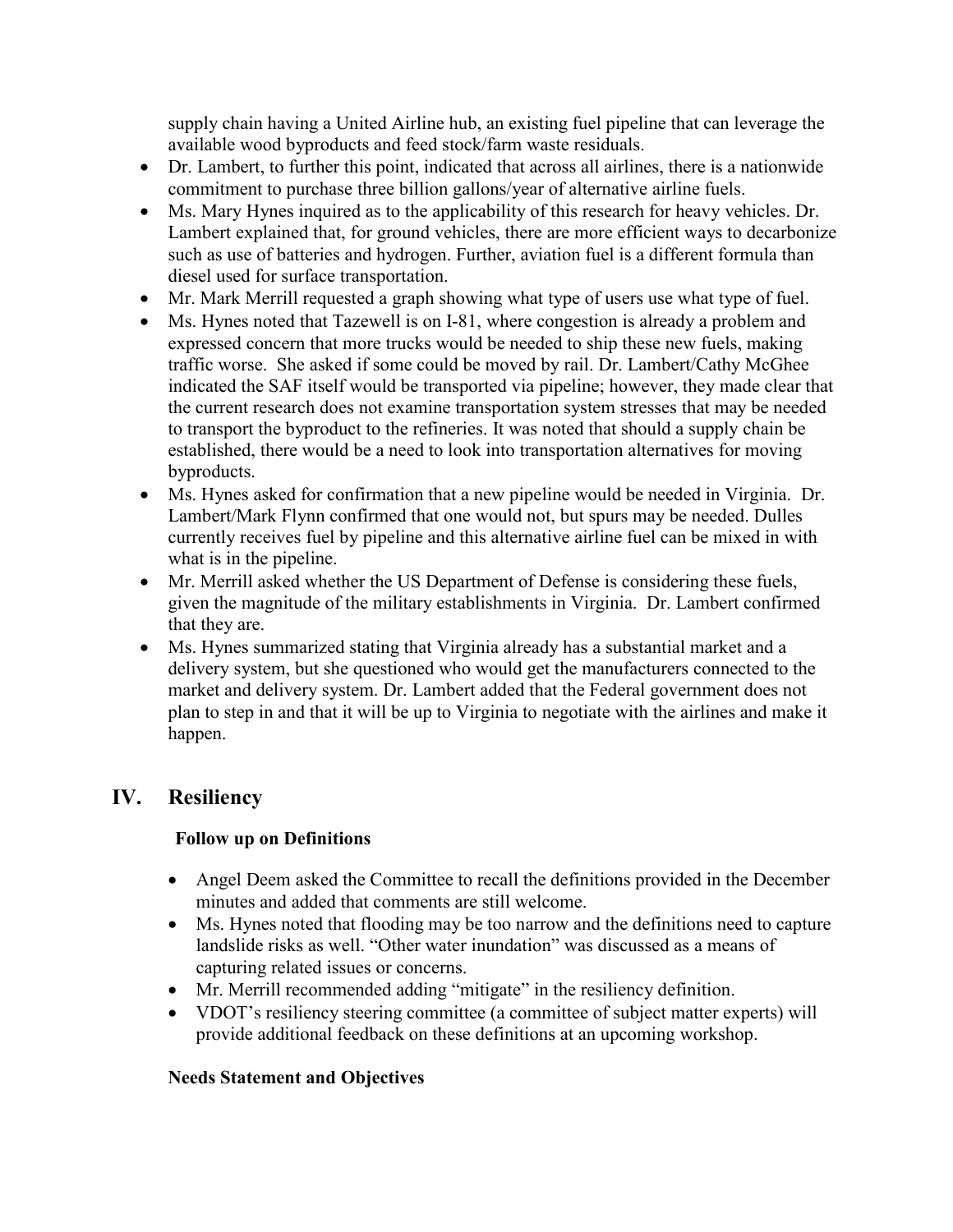supply chain having a United Airline hub, an existing fuel pipeline that can leverage the available wood byproducts and feed stock/farm waste residuals.

- Dr. Lambert, to further this point, indicated that across all airlines, there is a nationwide commitment to purchase three billion gallons/year of alternative airline fuels.
- Ms. Mary Hynes inquired as to the applicability of this research for heavy vehicles. Dr. Lambert explained that, for ground vehicles, there are more efficient ways to decarbonize such as use of batteries and hydrogen. Further, aviation fuel is a different formula than diesel used for surface transportation.
- Mr. Mark Merrill requested a graph showing what type of users use what type of fuel.
- Ms. Hynes noted that Tazewell is on I-81, where congestion is already a problem and expressed concern that more trucks would be needed to ship these new fuels, making traffic worse. She asked if some could be moved by rail. Dr. Lambert/Cathy McGhee indicated the SAF itself would be transported via pipeline; however, they made clear that the current research does not examine transportation system stresses that may be needed to transport the byproduct to the refineries. It was noted that should a supply chain be established, there would be a need to look into transportation alternatives for moving byproducts.
- Ms. Hynes asked for confirmation that a new pipeline would be needed in Virginia. Dr. Lambert/Mark Flynn confirmed that one would not, but spurs may be needed. Dulles currently receives fuel by pipeline and this alternative airline fuel can be mixed in with what is in the pipeline.
- Mr. Merrill asked whether the US Department of Defense is considering these fuels, given the magnitude of the military establishments in Virginia. Dr. Lambert confirmed that they are.
- Ms. Hynes summarized stating that Virginia already has a substantial market and a delivery system, but she questioned who would get the manufacturers connected to the market and delivery system. Dr. Lambert added that the Federal government does not plan to step in and that it will be up to Virginia to negotiate with the airlines and make it happen.

## IV. Resiliency

### Follow up on Definitions

- Angel Deem asked the Committee to recall the definitions provided in the December minutes and added that comments are still welcome.
- Ms. Hynes noted that flooding may be too narrow and the definitions need to capture landslide risks as well. "Other water inundation" was discussed as a means of capturing related issues or concerns.
- Mr. Merrill recommended adding "mitigate" in the resiliency definition.
- VDOT's resiliency steering committee (a committee of subject matter experts) will provide additional feedback on these definitions at an upcoming workshop.

### Needs Statement and Objectives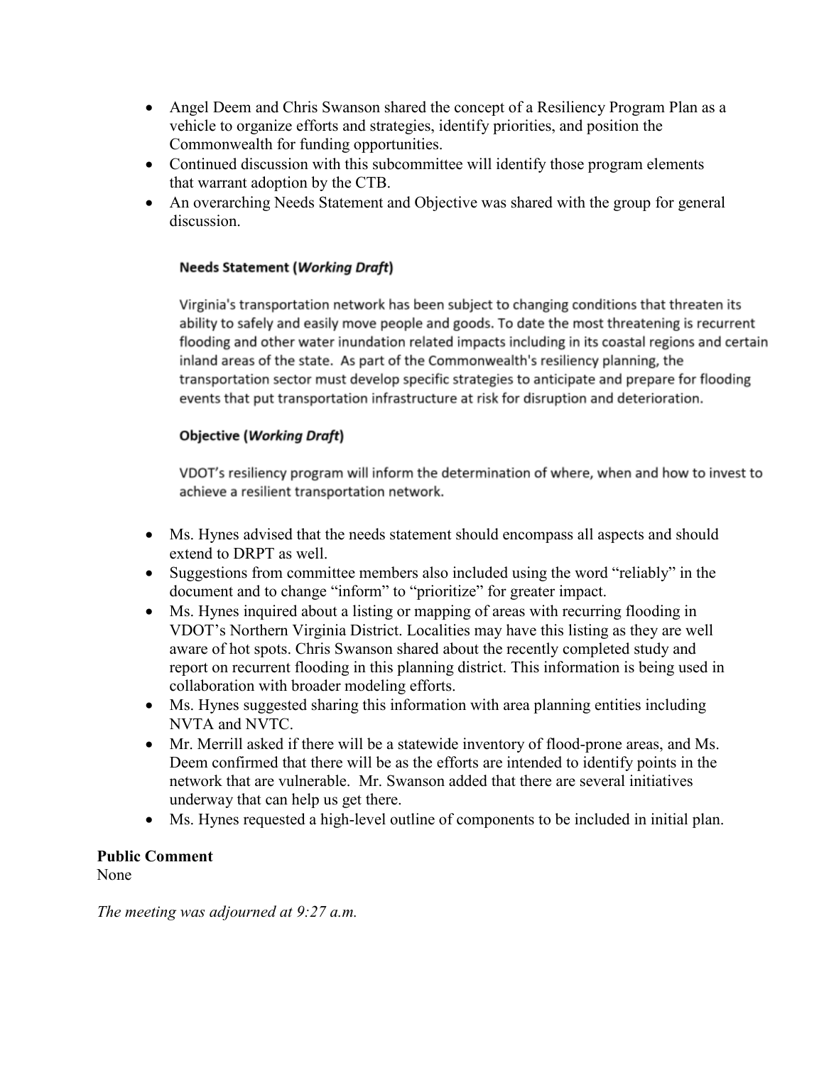- Angel Deem and Chris Swanson shared the concept of a Resiliency Program Plan as a vehicle to organize efforts and strategies, identify priorities, and position the Commonwealth for funding opportunities.
- Continued discussion with this subcommittee will identify those program elements that warrant adoption by the CTB.
- An overarching Needs Statement and Objective was shared with the group for general discussion.

**Needs Statement (*Working Draft*)**

Virginia's transportation network has been subject to changing conditions that threaten its ability to safely and easily move people and goods. To date the most threatening is recurrent flooding and other water inundation related impacts including in its coastal regions and certain inland areas of the state. As part of the Commonwealth's resiliency planning, the transportation sector must develop specific strategies to anticipate and prepare for flooding events that put transportation infrastructure at risk for disruption and deterioration.

**Objective (*Working Draft*)**

VDOT's resiliency program will inform the determination of where, when and how to invest to achieve a resilient transportation network.

- Ms. Hynes advised that the needs statement should encompass all aspects and should extend to DRPT as well.
- Suggestions from committee members also included using the word "reliably" in the document and to change "inform" to "prioritize" for greater impact.
- Ms. Hynes inquired about a listing or mapping of areas with recurring flooding in VDOT's Northern Virginia District. Localities may have this listing as they are well aware of hot spots. Chris Swanson shared about the recently completed study and report on recurrent flooding in this planning district. This information is being used in collaboration with broader modeling efforts.
- Ms. Hynes suggested sharing this information with area planning entities including NVTA and NVTC.
- Mr. Merrill asked if there will be a statewide inventory of flood-prone areas, and Ms. Deem confirmed that there will be as the efforts are intended to identify points in the network that are vulnerable. Mr. Swanson added that there are several initiatives underway that can help us get there.
- Ms. Hynes requested a high-level outline of components to be included in initial plan.

**Public Comment**

None

*The meeting was adjourned at 9:27 a.m.*